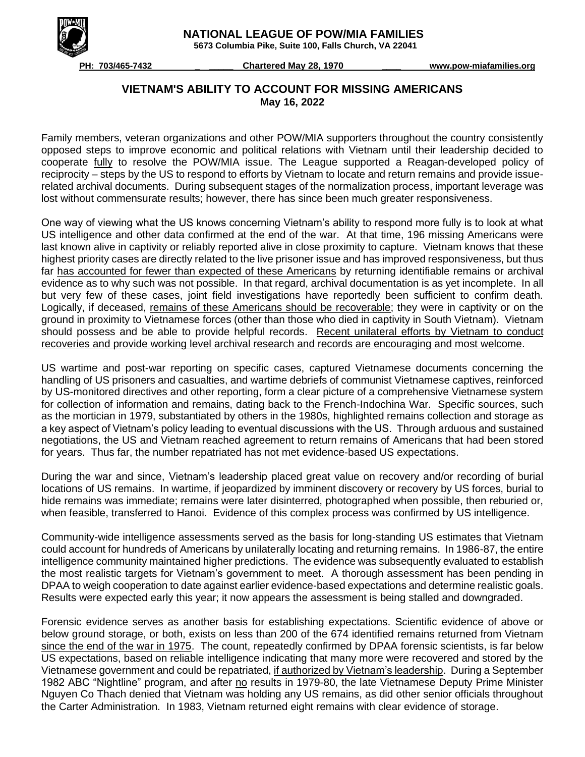**NATIONAL LEAGUE OF POW/MIA FAMILIES**
**5673 Columbia Pike, Suite 100, Falls Church, VA 22041**

**PH: 703/465-7432** | **Chartered May 28, 1970** | **www.pow-miafamilies.org**

## VIETNAM'S ABILITY TO ACCOUNT FOR MISSING AMERICANS
**May 16, 2022**

Family members, veteran organizations and other POW/MIA supporters throughout the country consistently opposed steps to improve economic and political relations with Vietnam until their leadership decided to cooperate <u>fully</u> to resolve the POW/MIA issue. The League supported a Reagan-developed policy of reciprocity – steps by the US to respond to efforts by Vietnam to locate and return remains and provide issue-related archival documents. During subsequent stages of the normalization process, important leverage was lost without commensurate results; however, there has since been much greater responsiveness.

One way of viewing what the US knows concerning Vietnam's ability to respond more fully is to look at what US intelligence and other data confirmed at the end of the war. At that time, 196 missing Americans were last known alive in captivity or reliably reported alive in close proximity to capture. Vietnam knows that these highest priority cases are directly related to the live prisoner issue and has improved responsiveness, but thus far <u>has accounted for fewer than expected of these Americans</u> by returning identifiable remains or archival evidence as to why such was not possible. In that regard, archival documentation is as yet incomplete. In all but very few of these cases, joint field investigations have reportedly been sufficient to confirm death. Logically, if deceased, <u>remains of these Americans should be recoverable</u>; they were in captivity or on the ground in proximity to Vietnamese forces (other than those who died in captivity in South Vietnam). Vietnam should possess and be able to provide helpful records. <u>Recent unilateral efforts by Vietnam to conduct recoveries and provide working level archival research and records are encouraging and most welcome</u>.

US wartime and post-war reporting on specific cases, captured Vietnamese documents concerning the handling of US prisoners and casualties, and wartime debriefs of communist Vietnamese captives, reinforced by US-monitored directives and other reporting, form a clear picture of a comprehensive Vietnamese system for collection of information and remains, dating back to the French-Indochina War. Specific sources, such as the mortician in 1979, substantiated by others in the 1980s, highlighted remains collection and storage as a key aspect of Vietnam's policy leading to eventual discussions with the US. Through arduous and sustained negotiations, the US and Vietnam reached agreement to return remains of Americans that had been stored for years. Thus far, the number repatriated has not met evidence-based US expectations.

During the war and since, Vietnam's leadership placed great value on recovery and/or recording of burial locations of US remains. In wartime, if jeopardized by imminent discovery or recovery by US forces, burial to hide remains was immediate; remains were later disinterred, photographed when possible, then reburied or, when feasible, transferred to Hanoi. Evidence of this complex process was confirmed by US intelligence.

Community-wide intelligence assessments served as the basis for long-standing US estimates that Vietnam could account for hundreds of Americans by unilaterally locating and returning remains. In 1986-87, the entire intelligence community maintained higher predictions. The evidence was subsequently evaluated to establish the most realistic targets for Vietnam's government to meet. A thorough assessment has been pending in DPAA to weigh cooperation to date against earlier evidence-based expectations and determine realistic goals. Results were expected early this year; it now appears the assessment is being stalled and downgraded.

Forensic evidence serves as another basis for establishing expectations. Scientific evidence of above or below ground storage, or both, exists on less than 200 of the 674 identified remains returned from Vietnam <u>since the end of the war in 1975</u>. The count, repeatedly confirmed by DPAA forensic scientists, is far below US expectations, based on reliable intelligence indicating that many more were recovered and stored by the Vietnamese government and could be repatriated, <u>if authorized by Vietnam's leadership</u>. During a September 1982 ABC "Nightline" program, and after <u>no</u> results in 1979-80, the late Vietnamese Deputy Prime Minister Nguyen Co Thach denied that Vietnam was holding any US remains, as did other senior officials throughout the Carter Administration. In 1983, Vietnam returned eight remains with clear evidence of storage.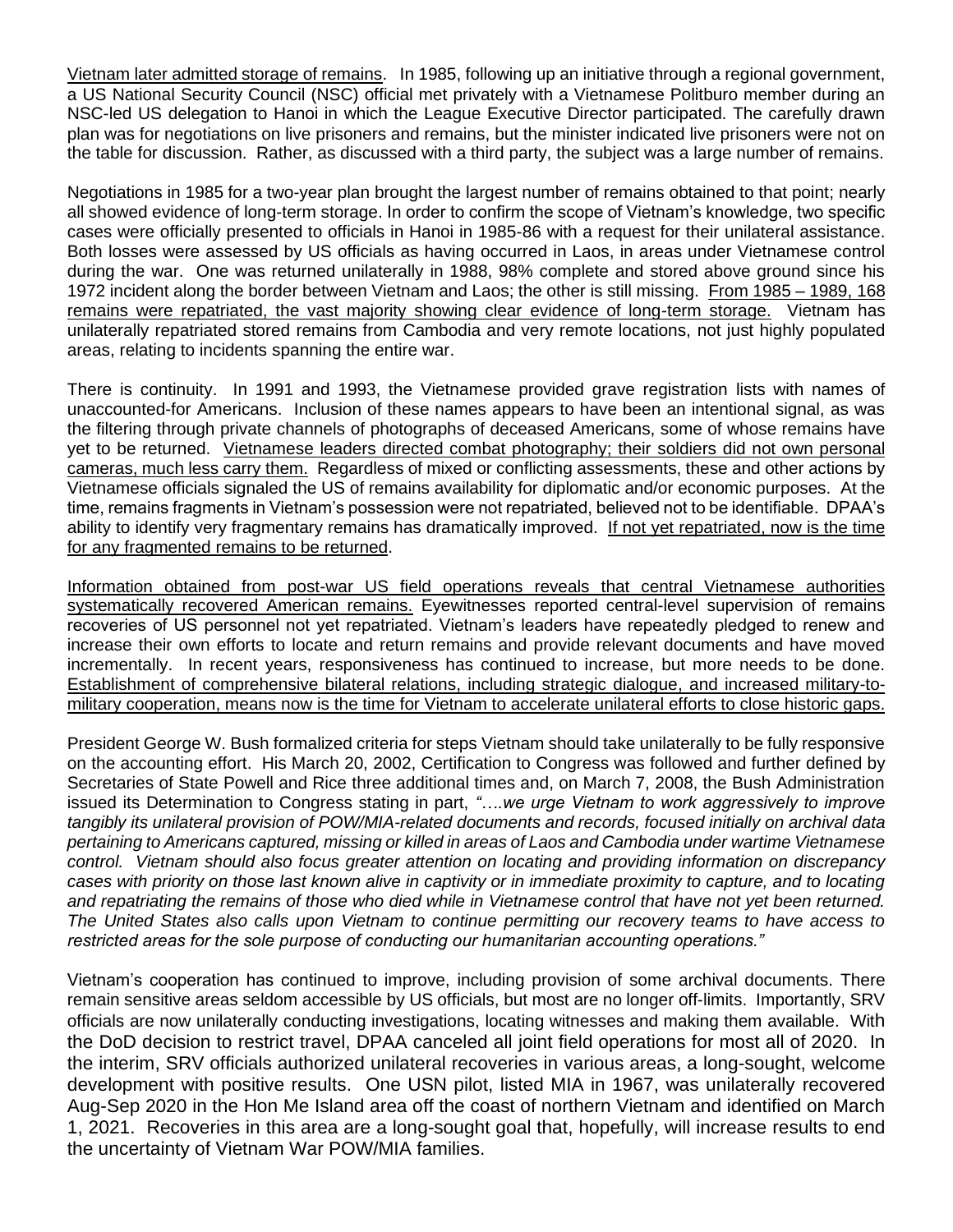Vietnam later admitted storage of remains. In 1985, following up an initiative through a regional government, a US National Security Council (NSC) official met privately with a Vietnamese Politburo member during an NSC-led US delegation to Hanoi in which the League Executive Director participated. The carefully drawn plan was for negotiations on live prisoners and remains, but the minister indicated live prisoners were not on the table for discussion. Rather, as discussed with a third party, the subject was a large number of remains.

Negotiations in 1985 for a two-year plan brought the largest number of remains obtained to that point; nearly all showed evidence of long-term storage. In order to confirm the scope of Vietnam's knowledge, two specific cases were officially presented to officials in Hanoi in 1985-86 with a request for their unilateral assistance. Both losses were assessed by US officials as having occurred in Laos, in areas under Vietnamese control during the war. One was returned unilaterally in 1988, 98% complete and stored above ground since his 1972 incident along the border between Vietnam and Laos; the other is still missing. From 1985 – 1989, 168 remains were repatriated, the vast majority showing clear evidence of long-term storage. Vietnam has unilaterally repatriated stored remains from Cambodia and very remote locations, not just highly populated areas, relating to incidents spanning the entire war.

There is continuity. In 1991 and 1993, the Vietnamese provided grave registration lists with names of unaccounted-for Americans. Inclusion of these names appears to have been an intentional signal, as was the filtering through private channels of photographs of deceased Americans, some of whose remains have yet to be returned. Vietnamese leaders directed combat photography; their soldiers did not own personal cameras, much less carry them. Regardless of mixed or conflicting assessments, these and other actions by Vietnamese officials signaled the US of remains availability for diplomatic and/or economic purposes. At the time, remains fragments in Vietnam's possession were not repatriated, believed not to be identifiable. DPAA's ability to identify very fragmentary remains has dramatically improved. If not yet repatriated, now is the time for any fragmented remains to be returned.

Information obtained from post-war US field operations reveals that central Vietnamese authorities systematically recovered American remains. Eyewitnesses reported central-level supervision of remains recoveries of US personnel not yet repatriated. Vietnam's leaders have repeatedly pledged to renew and increase their own efforts to locate and return remains and provide relevant documents and have moved incrementally. In recent years, responsiveness has continued to increase, but more needs to be done. Establishment of comprehensive bilateral relations, including strategic dialogue, and increased military-to-military cooperation, means now is the time for Vietnam to accelerate unilateral efforts to close historic gaps.

President George W. Bush formalized criteria for steps Vietnam should take unilaterally to be fully responsive on the accounting effort. His March 20, 2002, Certification to Congress was followed and further defined by Secretaries of State Powell and Rice three additional times and, on March 7, 2008, the Bush Administration issued its Determination to Congress stating in part, *"….we urge Vietnam to work aggressively to improve tangibly its unilateral provision of POW/MIA-related documents and records, focused initially on archival data pertaining to Americans captured, missing or killed in areas of Laos and Cambodia under wartime Vietnamese control. Vietnam should also focus greater attention on locating and providing information on discrepancy cases with priority on those last known alive in captivity or in immediate proximity to capture, and to locating and repatriating the remains of those who died while in Vietnamese control that have not yet been returned. The United States also calls upon Vietnam to continue permitting our recovery teams to have access to restricted areas for the sole purpose of conducting our humanitarian accounting operations."*

Vietnam's cooperation has continued to improve, including provision of some archival documents. There remain sensitive areas seldom accessible by US officials, but most are no longer off-limits. Importantly, SRV officials are now unilaterally conducting investigations, locating witnesses and making them available. With the DoD decision to restrict travel, DPAA canceled all joint field operations for most all of 2020. In the interim, SRV officials authorized unilateral recoveries in various areas, a long-sought, welcome development with positive results. One USN pilot, listed MIA in 1967, was unilaterally recovered Aug-Sep 2020 in the Hon Me Island area off the coast of northern Vietnam and identified on March 1, 2021. Recoveries in this area are a long-sought goal that, hopefully, will increase results to end the uncertainty of Vietnam War POW/MIA families.